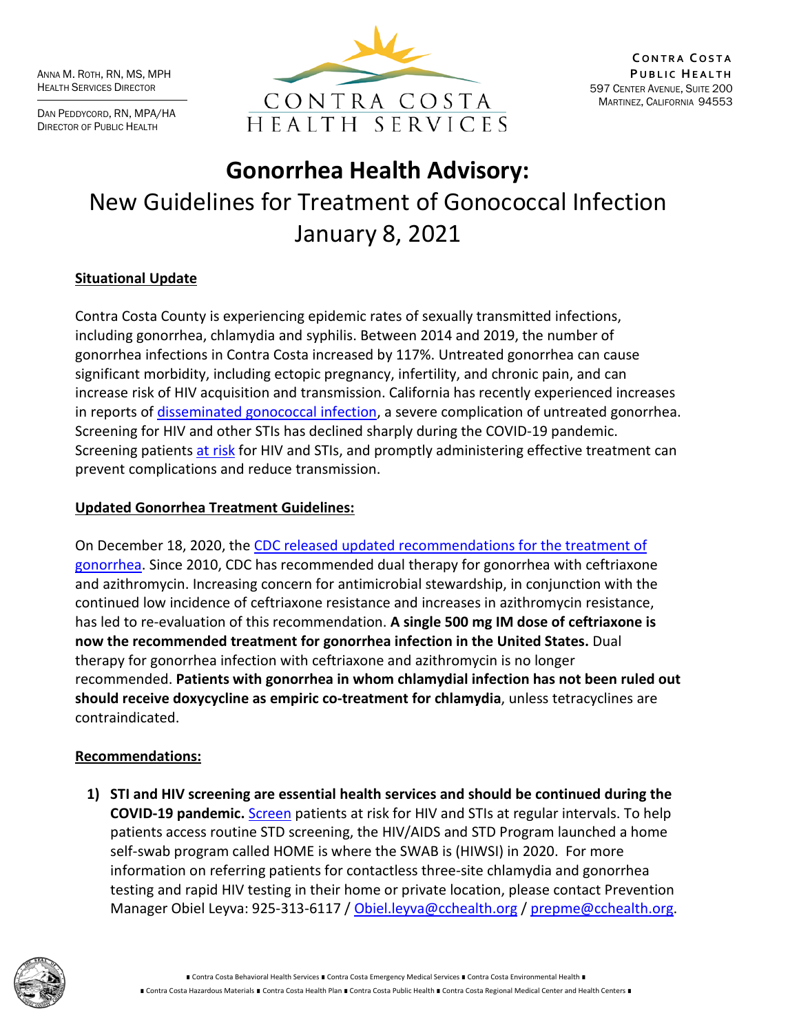Anna M. Roth, RN, MS, MPH
Health Services Director

Dan Peddycord, RN, MPA/HA
Director of Public Health

CONTRA COSTA HEALTH SERVICES

Contra Costa Public Health
597 Center Avenue, Suite 200
Martinez, California 94553

# Gonorrhea Health Advisory:

## New Guidelines for Treatment of Gonococcal Infection January 8, 2021

### Situational Update

Contra Costa County is experiencing epidemic rates of sexually transmitted infections, including gonorrhea, chlamydia and syphilis. Between 2014 and 2019, the number of gonorrhea infections in Contra Costa increased by 117%. Untreated gonorrhea can cause significant morbidity, including ectopic pregnancy, infertility, and chronic pain, and can increase risk of HIV acquisition and transmission. California has recently experienced increases in reports of disseminated gonococcal infection, a severe complication of untreated gonorrhea. Screening for HIV and other STIs has declined sharply during the COVID-19 pandemic. Screening patients at risk for HIV and STIs, and promptly administering effective treatment can prevent complications and reduce transmission.

### Updated Gonorrhea Treatment Guidelines:

On December 18, 2020, the CDC released updated recommendations for the treatment of gonorrhea. Since 2010, CDC has recommended dual therapy for gonorrhea with ceftriaxone and azithromycin. Increasing concern for antimicrobial stewardship, in conjunction with the continued low incidence of ceftriaxone resistance and increases in azithromycin resistance, has led to re-evaluation of this recommendation. **A single 500 mg IM dose of ceftriaxone is now the recommended treatment for gonorrhea infection in the United States.** Dual therapy for gonorrhea infection with ceftriaxone and azithromycin is no longer recommended. **Patients with gonorrhea in whom chlamydial infection has not been ruled out should receive doxycycline as empiric co-treatment for chlamydia**, unless tetracyclines are contraindicated.

### Recommendations:

1) **STI and HIV screening are essential health services and should be continued during the COVID-19 pandemic.** Screen patients at risk for HIV and STIs at regular intervals. To help patients access routine STD screening, the HIV/AIDS and STD Program launched a home self-swab program called HOME is where the SWAB is (HIWSI) in 2020. For more information on referring patients for contactless three-site chlamydia and gonorrhea testing and rapid HIV testing in their home or private location, please contact Prevention Manager Obiel Leyva: 925-313-6117 / Obiel.leyva@cchealth.org / prepme@cchealth.org.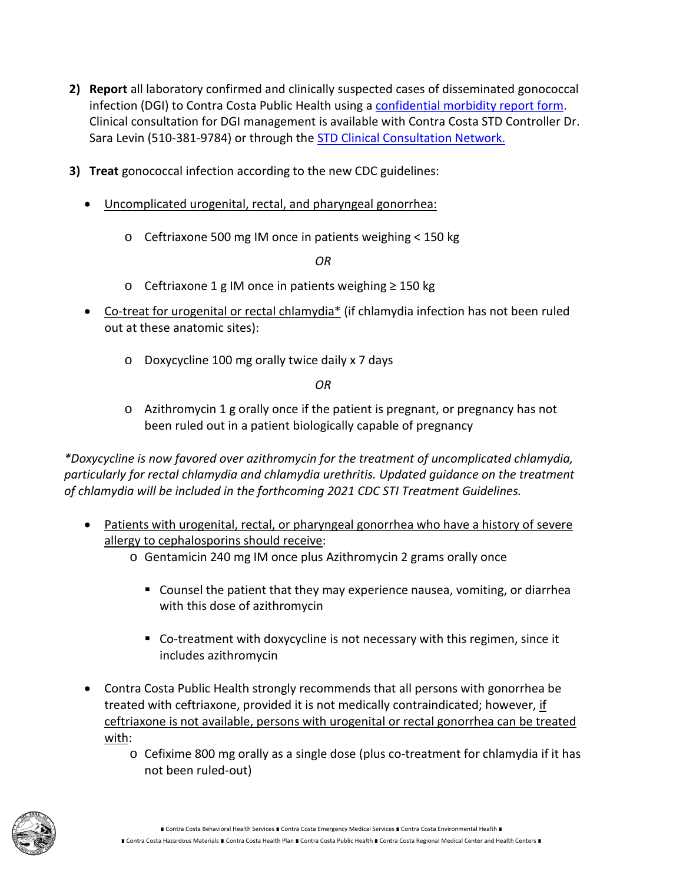2) **Report** all laboratory confirmed and clinically suspected cases of disseminated gonococcal infection (DGI) to Contra Costa Public Health using a confidential morbidity report form. Clinical consultation for DGI management is available with Contra Costa STD Controller Dr. Sara Levin (510-381-9784) or through the STD Clinical Consultation Network.

3) **Treat** gonococcal infection according to the new CDC guidelines:

- Uncomplicated urogenital, rectal, and pharyngeal gonorrhea:
  - Ceftriaxone 500 mg IM once in patients weighing < 150 kg

    *OR*

  - Ceftriaxone 1 g IM once in patients weighing ≥ 150 kg
- Co-treat for urogenital or rectal chlamydia* (if chlamydia infection has not been ruled out at these anatomic sites):
  - Doxycycline 100 mg orally twice daily x 7 days

    *OR*

  - Azithromycin 1 g orally once if the patient is pregnant, or pregnancy has not been ruled out in a patient biologically capable of pregnancy

**Doxycycline is now favored over azithromycin for the treatment of uncomplicated chlamydia, particularly for rectal chlamydia and chlamydia urethritis. Updated guidance on the treatment of chlamydia will be included in the forthcoming 2021 CDC STI Treatment Guidelines.*

- Patients with urogenital, rectal, or pharyngeal gonorrhea who have a history of severe allergy to cephalosporins should receive:
  - Gentamicin 240 mg IM once plus Azithromycin 2 grams orally once
    - Counsel the patient that they may experience nausea, vomiting, or diarrhea with this dose of azithromycin
    - Co-treatment with doxycycline is not necessary with this regimen, since it includes azithromycin
- Contra Costa Public Health strongly recommends that all persons with gonorrhea be treated with ceftriaxone, provided it is not medically contraindicated; however, if ceftriaxone is not available, persons with urogenital or rectal gonorrhea can be treated with:
  - Cefixime 800 mg orally as a single dose (plus co-treatment for chlamydia if it has not been ruled-out)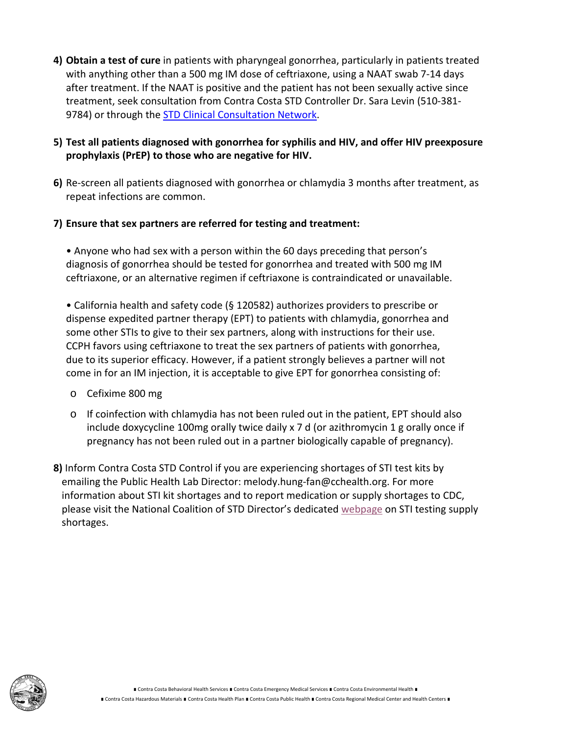4) **Obtain a test of cure** in patients with pharyngeal gonorrhea, particularly in patients treated with anything other than a 500 mg IM dose of ceftriaxone, using a NAAT swab 7-14 days after treatment. If the NAAT is positive and the patient has not been sexually active since treatment, seek consultation from Contra Costa STD Controller Dr. Sara Levin (510-381-9784) or through the STD Clinical Consultation Network.

5) **Test all patients diagnosed with gonorrhea for syphilis and HIV, and offer HIV preexposure prophylaxis (PrEP) to those who are negative for HIV.**

6) Re-screen all patients diagnosed with gonorrhea or chlamydia 3 months after treatment, as repeat infections are common.

7) **Ensure that sex partners are referred for testing and treatment:**

   • Anyone who had sex with a person within the 60 days preceding that person's diagnosis of gonorrhea should be tested for gonorrhea and treated with 500 mg IM ceftriaxone, or an alternative regimen if ceftriaxone is contraindicated or unavailable.

   • California health and safety code (§ 120582) authorizes providers to prescribe or dispense expedited partner therapy (EPT) to patients with chlamydia, gonorrhea and some other STIs to give to their sex partners, along with instructions for their use. CCPH favors using ceftriaxone to treat the sex partners of patients with gonorrhea, due to its superior efficacy. However, if a patient strongly believes a partner will not come in for an IM injection, it is acceptable to give EPT for gonorrhea consisting of:

   - Cefixime 800 mg
   - If coinfection with chlamydia has not been ruled out in the patient, EPT should also include doxycycline 100mg orally twice daily x 7 d (or azithromycin 1 g orally once if pregnancy has not been ruled out in a partner biologically capable of pregnancy).

8) Inform Contra Costa STD Control if you are experiencing shortages of STI test kits by emailing the Public Health Lab Director: melody.hung-fan@cchealth.org. For more information about STI kit shortages and to report medication or supply shortages to CDC, please visit the National Coalition of STD Director's dedicated webpage on STI testing supply shortages.